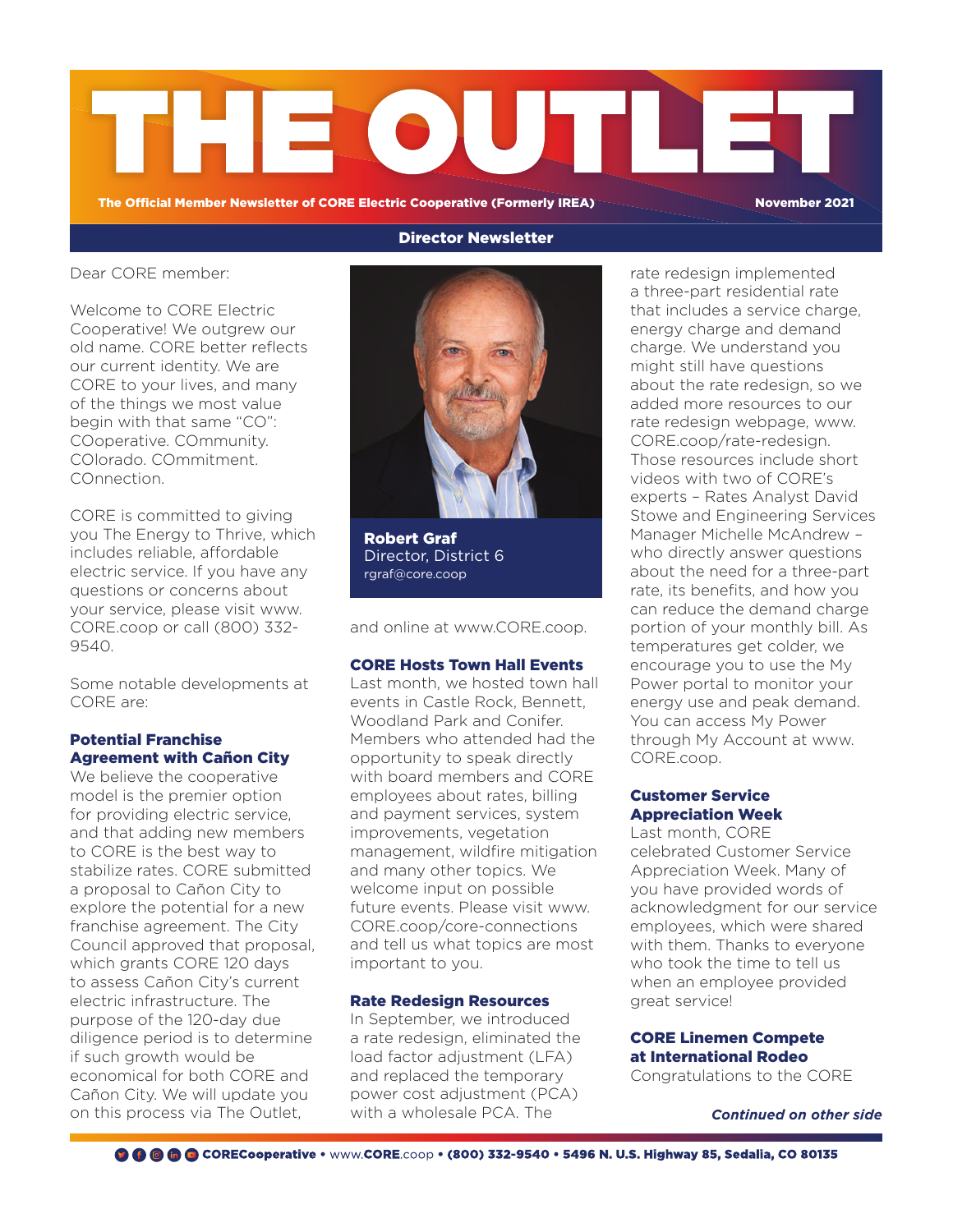# THE OUTLET

The Official Member Newsletter of CORE Electric Cooperative (Formerly IREA)

November 2021

## Director Newsletter

Dear CORE member:

Welcome to CORE Electric Cooperative! We outgrew our old name. CORE better reflects our current identity. We are CORE to your lives, and many of the things we most value begin with that same "CO": COoperative. COmmunity. COlorado. COmmitment. COnnection.

CORE is committed to giving you The Energy to Thrive, which includes reliable, affordable electric service. If you have any questions or concerns about your service, please visit www.CORE.coop or call (800) 332-9540.

Some notable developments at CORE are:

**Robert Graf**
Director, District 6
rgraf@core.coop

### Potential Franchise Agreement with Cañon City

We believe the cooperative model is the premier option for providing electric service, and that adding new members to CORE is the best way to stabilize rates. CORE submitted a proposal to Cañon City to explore the potential for a new franchise agreement. The City Council approved that proposal, which grants CORE 120 days to assess Cañon City's current electric infrastructure. The purpose of the 120-day due diligence period is to determine if such growth would be economical for both CORE and Cañon City. We will update you on this process via The Outlet, and online at www.CORE.coop.

### CORE Hosts Town Hall Events

Last month, we hosted town hall events in Castle Rock, Bennett, Woodland Park and Conifer. Members who attended had the opportunity to speak directly with board members and CORE employees about rates, billing and payment services, system improvements, vegetation management, wildfire mitigation and many other topics. We welcome input on possible future events. Please visit www.CORE.coop/core-connections and tell us what topics are most important to you.

### Rate Redesign Resources

In September, we introduced a rate redesign, eliminated the load factor adjustment (LFA) and replaced the temporary power cost adjustment (PCA) with a wholesale PCA. The rate redesign implemented a three-part residential rate that includes a service charge, energy charge and demand charge. We understand you might still have questions about the rate redesign, so we added more resources to our rate redesign webpage, www.CORE.coop/rate-redesign. Those resources include short videos with two of CORE's experts – Rates Analyst David Stowe and Engineering Services Manager Michelle McAndrew – who directly answer questions about the need for a three-part rate, its benefits, and how you can reduce the demand charge portion of your monthly bill. As temperatures get colder, we encourage you to use the My Power portal to monitor your energy use and peak demand. You can access My Power through My Account at www.CORE.coop.

### Customer Service Appreciation Week

Last month, CORE celebrated Customer Service Appreciation Week. Many of you have provided words of acknowledgment for our service employees, which were shared with them. Thanks to everyone who took the time to tell us when an employee provided great service!

### CORE Linemen Compete at International Rodeo

Congratulations to the CORE

*Continued on other side*

COREcooperative • www.CORE.coop • (800) 332-9540 • 5496 N. U.S. Highway 85, Sedalia, CO 80135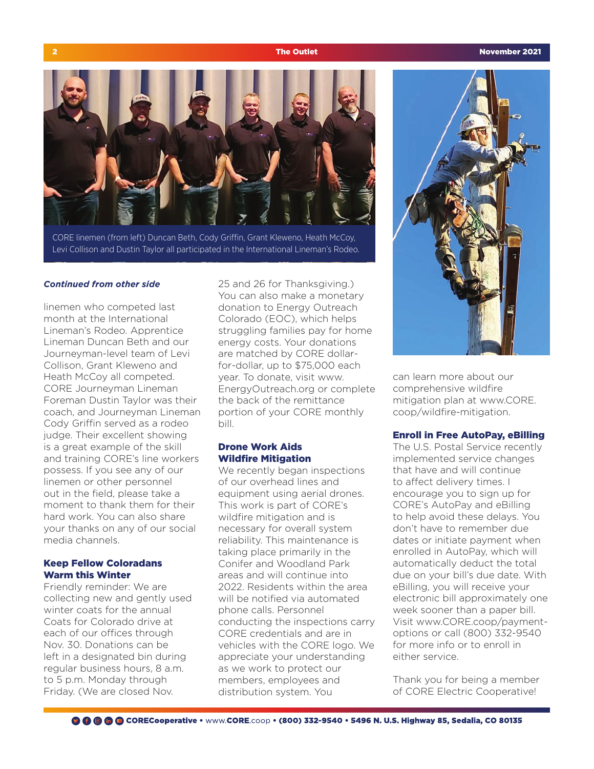CORE linemen (from left) Duncan Beth, Cody Griffin, Grant Kleweno, Heath McCoy, Levi Collison and Dustin Taylor all participated in the International Lineman's Rodeo.

***Continued from other side***

linemen who competed last month at the International Lineman's Rodeo. Apprentice Lineman Duncan Beth and our Journeyman-level team of Levi Collison, Grant Kleweno and Heath McCoy all competed. CORE Journeyman Lineman Foreman Dustin Taylor was their coach, and Journeyman Lineman Cody Griffin served as a rodeo judge. Their excellent showing is a great example of the skill and training CORE's line workers possess. If you see any of our linemen or other personnel out in the field, please take a moment to thank them for their hard work. You can also share your thanks on any of our social media channels.

### Keep Fellow Coloradans Warm this Winter

Friendly reminder: We are collecting new and gently used winter coats for the annual Coats for Colorado drive at each of our offices through Nov. 30. Donations can be left in a designated bin during regular business hours, 8 a.m. to 5 p.m. Monday through Friday. (We are closed Nov. 25 and 26 for Thanksgiving.) You can also make a monetary donation to Energy Outreach Colorado (EOC), which helps struggling families pay for home energy costs. Your donations are matched by CORE dollar-for-dollar, up to $75,000 each year. To donate, visit www.EnergyOutreach.org or complete the back of the remittance portion of your CORE monthly bill.

### Drone Work Aids Wildfire Mitigation

We recently began inspections of our overhead lines and equipment using aerial drones. This work is part of CORE's wildfire mitigation and is necessary for overall system reliability. This maintenance is taking place primarily in the Conifer and Woodland Park areas and will continue into 2022. Residents within the area will be notified via automated phone calls. Personnel conducting the inspections carry CORE credentials and are in vehicles with the CORE logo. We appreciate your understanding as we work to protect our members, employees and distribution system. You can learn more about our comprehensive wildfire mitigation plan at www.CORE.coop/wildfire-mitigation.

### Enroll in Free AutoPay, eBilling

The U.S. Postal Service recently implemented service changes that have and will continue to affect delivery times. I encourage you to sign up for CORE's AutoPay and eBilling to help avoid these delays. You don't have to remember due dates or initiate payment when enrolled in AutoPay, which will automatically deduct the total due on your bill's due date. With eBilling, you will receive your electronic bill approximately one week sooner than a paper bill. Visit www.CORE.coop/payment-options or call (800) 332-9540 for more info or to enroll in either service.

Thank you for being a member of CORE Electric Cooperative!

**COREcooperative** • www.**CORE**.coop • **(800) 332-9540 • 5496 N. U.S. Highway 85, Sedalia, CO 80135**